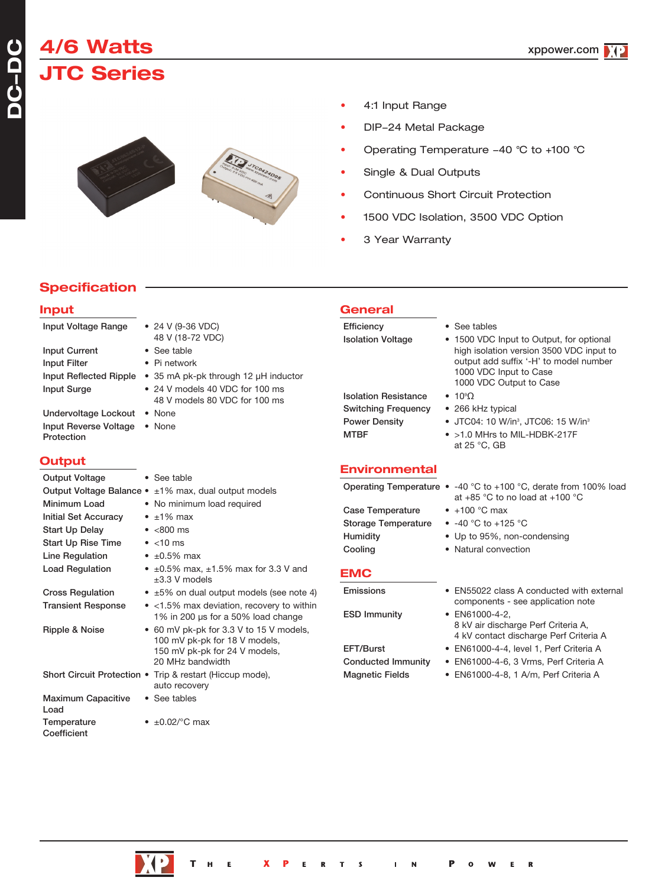# 4/6 Watts
# JTC Series

- 4:1 Input Range
- DIP–24 Metal Package
- Operating Temperature –40 °C to +100 °C
- Single & Dual Outputs
- Continuous Short Circuit Protection
- 1500 VDC Isolation, 3500 VDC Option
- 3 Year Warranty

## Specification

### Input

| | |
|---|---|
| Input Voltage Range | • 24 V (9-36 VDC)<br>48 V (18-72 VDC) |
| Input Current | • See table |
| Input Filter | • Pi network |
| Input Reflected Ripple | • 35 mA pk-pk through 12 µH inductor |
| Input Surge | • 24 V models 40 VDC for 100 ms<br>48 V models 80 VDC for 100 ms |
| Undervoltage Lockout | • None |
| Input Reverse Voltage Protection | • None |

### Output

| | |
|---|---|
| Output Voltage | • See table |
| Output Voltage Balance | • ±1% max, dual output models |
| Minimum Load | • No minimum load required |
| Initial Set Accuracy | • ±1% max |
| Start Up Delay | • <800 ms |
| Start Up Rise Time | • <10 ms |
| Line Regulation | • ±0.5% max |
| Load Regulation | • ±0.5% max, ±1.5% max for 3.3 V and ±3.3 V models |
| Cross Regulation | • ±5% on dual output models (see note 4) |
| Transient Response | • <1.5% max deviation, recovery to within 1% in 200 µs for a 50% load change |
| Ripple & Noise | • 60 mV pk-pk for 3.3 V to 15 V models,<br>100 mV pk-pk for 18 V models,<br>150 mV pk-pk for 24 V models,<br>20 MHz bandwidth |
| Short Circuit Protection | • Trip & restart (Hiccup mode), auto recovery |
| Maximum Capacitive Load | • See tables |
| Temperature Coefficient | • ±0.02/°C max |

### General

| | |
|---|---|
| Efficiency | • See tables |
| Isolation Voltage | • 1500 VDC Input to Output, for optional high isolation version 3500 VDC input to output add suffix '-H' to model number<br>1000 VDC Input to Case<br>1000 VDC Output to Case |
| Isolation Resistance | • $10^9\Omega$ |
| Switching Frequency | • 266 kHz typical |
| Power Density | • JTC04: 10 W/in³, JTC06: 15 W/in³ |
| MTBF | • >1.0 MHrs to MIL-HDBK-217F at 25 °C, GB |

### Environmental

| | |
|---|---|
| Operating Temperature | • -40 °C to +100 °C, derate from 100% load at +85 °C to no load at +100 °C |
| Case Temperature | • +100 °C max |
| Storage Temperature | • -40 °C to +125 °C |
| Humidity | • Up to 95%, non-condensing |
| Cooling | • Natural convection |

### EMC

| | |
|---|---|
| Emissions | • EN55022 class A conducted with external components - see application note |
| ESD Immunity | • EN61000-4-2,<br>8 kV air discharge Perf Criteria A,<br>4 kV contact discharge Perf Criteria A |
| EFT/Burst | • EN61000-4-4, level 1, Perf Criteria A |
| Conducted Immunity | • EN61000-4-6, 3 Vrms, Perf Criteria A |
| Magnetic Fields | • EN61000-4-8, 1 A/m, Perf Criteria A |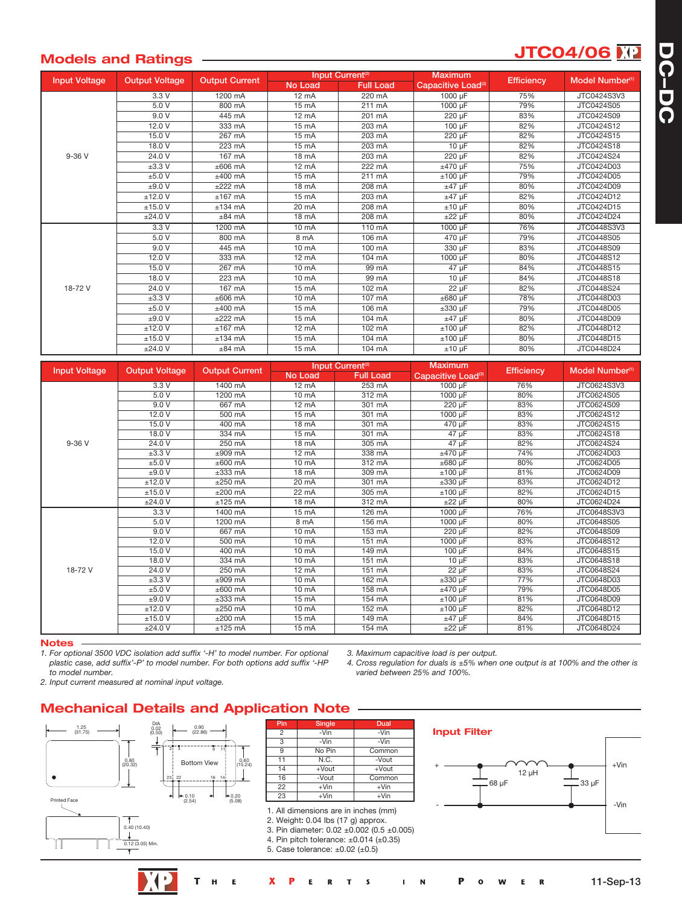## Models and Ratings

**JTC04/06**

| Input Voltage | Output Voltage | Output Current | Input Current(2) | | Maximum Capacitive Load(3) | Efficiency | Model Number(1) |
|---|---|---|---|---|---|---|---|
| | | | No Load | Full Load | | | |
| 9-36 V | 3.3 V | 1200 mA | 12 mA | 220 mA | 1000 µF | 75% | JTC0424S3V3 |
| | 5.0 V | 800 mA | 15 mA | 211 mA | 1000 µF | 79% | JTC0424S05 |
| | 9.0 V | 445 mA | 12 mA | 201 mA | 220 µF | 83% | JTC0424S09 |
| | 12.0 V | 333 mA | 15 mA | 203 mA | 100 µF | 82% | JTC0424S12 |
| | 15.0 V | 267 mA | 15 mA | 203 mA | 220 µF | 82% | JTC0424S15 |
| | 18.0 V | 223 mA | 15 mA | 203 mA | 10 µF | 82% | JTC0424S18 |
| | 24.0 V | 167 mA | 18 mA | 203 mA | 220 µF | 82% | JTC0424S24 |
| | ±3.3 V | ±606 mA | 12 mA | 222 mA | ±470 µF | 75% | JTC0424D03 |
| | ±5.0 V | ±400 mA | 15 mA | 211 mA | ±100 µF | 79% | JTC0424D05 |
| | ±9.0 V | ±222 mA | 18 mA | 208 mA | ±47 µF | 80% | JTC0424D09 |
| | ±12.0 V | ±167 mA | 15 mA | 203 mA | ±47 µF | 82% | JTC0424D12 |
| | ±15.0 V | ±134 mA | 20 mA | 208 mA | ±10 µF | 80% | JTC0424D15 |
| | ±24.0 V | ±84 mA | 18 mA | 208 mA | ±22 µF | 80% | JTC0424D24 |
| 18-72 V | 3.3 V | 1200 mA | 10 mA | 110 mA | 1000 µF | 76% | JTC0448S3V3 |
| | 5.0 V | 800 mA | 8 mA | 106 mA | 470 µF | 79% | JTC0448S05 |
| | 9.0 V | 445 mA | 10 mA | 100 mA | 330 µF | 83% | JTC0448S09 |
| | 12.0 V | 333 mA | 12 mA | 104 mA | 1000 µF | 80% | JTC0448S12 |
| | 15.0 V | 267 mA | 10 mA | 99 mA | 47 µF | 84% | JTC0448S15 |
| | 18.0 V | 223 mA | 10 mA | 99 mA | 10 µF | 84% | JTC0448S18 |
| | 24.0 V | 167 mA | 15 mA | 102 mA | 22 µF | 82% | JTC0448S24 |
| | ±3.3 V | ±606 mA | 10 mA | 107 mA | ±680 µF | 78% | JTC0448D03 |
| | ±5.0 V | ±400 mA | 15 mA | 106 mA | ±330 µF | 79% | JTC0448D05 |
| | ±9.0 V | ±222 mA | 15 mA | 104 mA | ±47 µF | 80% | JTC0448D09 |
| | ±12.0 V | ±167 mA | 12 mA | 102 mA | ±100 µF | 82% | JTC0448D12 |
| | ±15.0 V | ±134 mA | 15 mA | 104 mA | ±100 µF | 80% | JTC0448D15 |
| | ±24.0 V | ±84 mA | 15 mA | 104 mA | ±10 µF | 80% | JTC0448D24 |

| Input Voltage | Output Voltage | Output Current | Input Current(2) | | Maximum Capacitive Load(3) | Efficiency | Model Number(1) |
|---|---|---|---|---|---|---|---|
| | | | No Load | Full Load | | | |
| 9-36 V | 3.3 V | 1400 mA | 12 mA | 253 mA | 1000 µF | 76% | JTC0624S3V3 |
| | 5.0 V | 1200 mA | 10 mA | 312 mA | 1000 µF | 80% | JTC0624S05 |
| | 9.0 V | 667 mA | 12 mA | 301 mA | 220 µF | 83% | JTC0624S09 |
| | 12.0 V | 500 mA | 15 mA | 301 mA | 1000 µF | 83% | JTC0624S12 |
| | 15.0 V | 400 mA | 18 mA | 301 mA | 470 µF | 83% | JTC0624S15 |
| | 18.0 V | 334 mA | 15 mA | 301 mA | 47 µF | 83% | JTC0624S18 |
| | 24.0 V | 250 mA | 18 mA | 305 mA | 47 µF | 82% | JTC0624S24 |
| | ±3.3 V | ±909 mA | 12 mA | 338 mA | ±470 µF | 74% | JTC0624D03 |
| | ±5.0 V | ±600 mA | 10 mA | 312 mA | ±680 µF | 80% | JTC0624D05 |
| | ±9.0 V | ±333 mA | 18 mA | 309 mA | ±100 µF | 81% | JTC0624D09 |
| | ±12.0 V | ±250 mA | 20 mA | 301 mA | ±330 µF | 83% | JTC0624D12 |
| | ±15.0 V | ±200 mA | 22 mA | 305 mA | ±100 µF | 82% | JTC0624D15 |
| | ±24.0 V | ±125 mA | 18 mA | 312 mA | ±22 µF | 80% | JTC0624D24 |
| 18-72 V | 3.3 V | 1400 mA | 15 mA | 126 mA | 1000 µF | 76% | JTC0648S3V3 |
| | 5.0 V | 1200 mA | 8 mA | 156 mA | 1000 µF | 80% | JTC0648S05 |
| | 9.0 V | 667 mA | 10 mA | 153 mA | 220 µF | 82% | JTC0648S09 |
| | 12.0 V | 500 mA | 10 mA | 151 mA | 1000 µF | 83% | JTC0648S12 |
| | 15.0 V | 400 mA | 10 mA | 149 mA | 100 µF | 84% | JTC0648S15 |
| | 18.0 V | 334 mA | 10 mA | 151 mA | 10 µF | 83% | JTC0648S18 |
| | 24.0 V | 250 mA | 12 mA | 151 mA | 22 µF | 83% | JTC0648S24 |
| | ±3.3 V | ±909 mA | 10 mA | 162 mA | ±330 µF | 77% | JTC0648D03 |
| | ±5.0 V | ±600 mA | 10 mA | 158 mA | ±470 µF | 79% | JTC0648D05 |
| | ±9.0 V | ±333 mA | 15 mA | 154 mA | ±100 µF | 81% | JTC0648D09 |
| | ±12.0 V | ±250 mA | 10 mA | 152 mA | ±100 µF | 82% | JTC0648D12 |
| | ±15.0 V | ±200 mA | 15 mA | 149 mA | ±47 µF | 84% | JTC0648D15 |
| | ±24.0 V | ±125 mA | 15 mA | 154 mA | ±22 µF | 81% | JTC0648D24 |

### Notes

1. *For optional 3500 VDC isolation add suffix '-H' to model number. For optional plastic case, add suffix'-P' to model number. For both options add suffix '-HP to model number.*
2. *Input current measured at nominal input voltage.*
3. *Maximum capacitive load is per output.*
4. *Cross regulation for duals is ±5% when one output is at 100% and the other is varied between 25% and 100%.*

## Mechanical Details and Application Note

1.25 (31.75)
DIA 0.02 (0.50)
0.90 (22.86)
0.80 (20.32)
Bottom View
0.60 (15.24)
2 3 9 11
23 22 16 14
0.10 (2.54)
0.20 (5.08)
Printed Face
0.40 (10.40)
0.12 (3.05) Min.

| Pin | Single | Dual |
|---|---|---|
| 2 | -Vin | -Vin |
| 3 | -Vin | -Vin |
| 9 | No Pin | Common |
| 11 | N.C. | -Vout |
| 14 | +Vout | +Vout |
| 16 | -Vout | Common |
| 22 | +Vin | +Vin |
| 23 | +Vin | +Vin |

1. All dimensions are in inches (mm)
2. Weight: 0.04 lbs (17 g) approx.
3. Pin diameter: 0.02 ±0.002 (0.5 ±0.005)
4. Pin pitch tolerance: 0.014 (±0.35)
5. Case tolerance: ±0.02 (±0.5)

### Input Filter

+
12 µH
68 µF
33 µF
+Vin
-
-Vin

THE XPERTS IN POWER

11-Sep-13